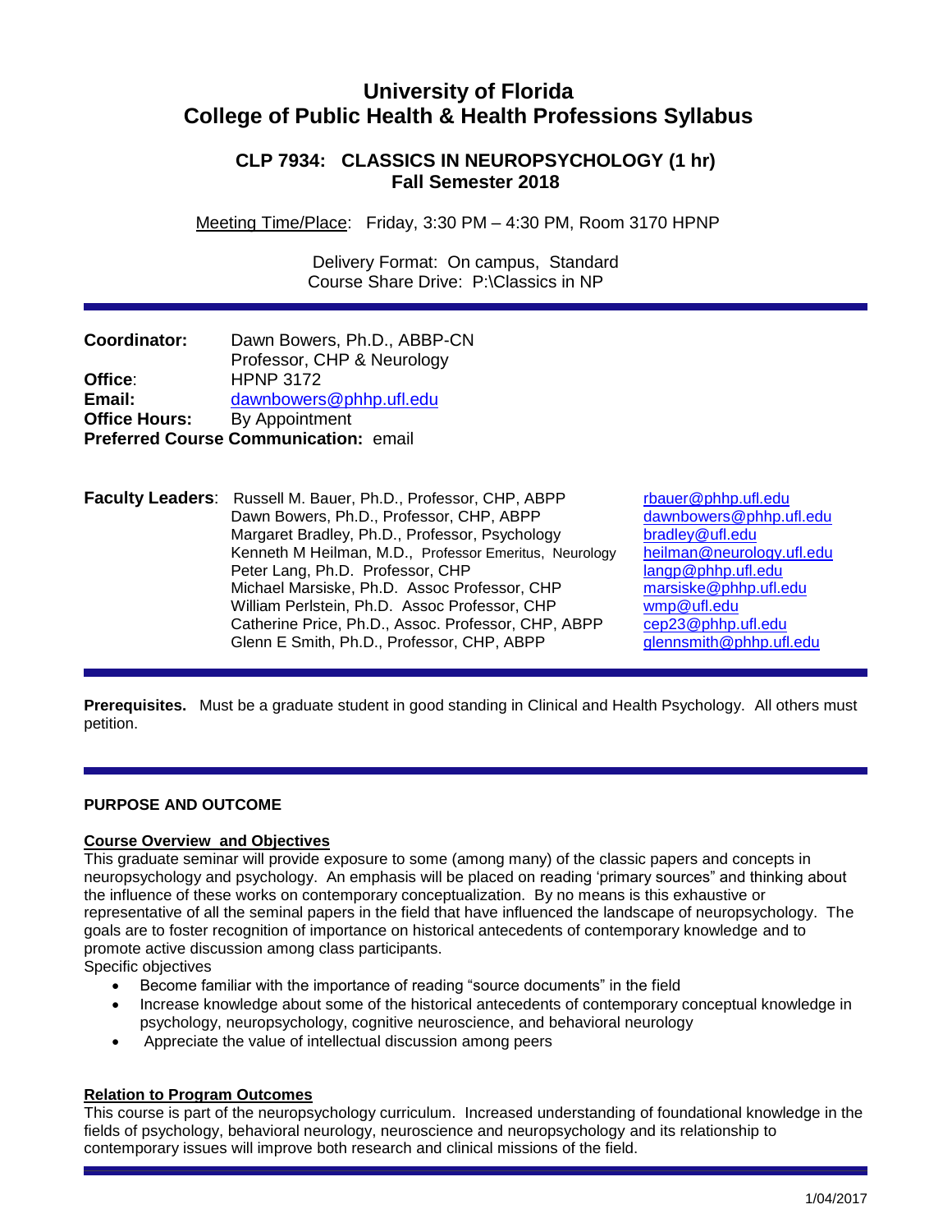# University of Florida
# College of Public Health & Health Professions Syllabus

## CLP 7934: CLASSICS IN NEUROPSYCHOLOGY (1 hr)
## Fall Semester 2018

Meeting Time/Place: Friday, 3:30 PM – 4:30 PM, Room 3170 HPNP

Delivery Format: On campus, Standard
Course Share Drive: P:\Classics in NP

**Coordinator:** Dawn Bowers, Ph.D., ABBP-CN
Professor, CHP & Neurology
**Office**: HPNP 3172
**Email:** dawnbowers@phhp.ufl.edu
**Office Hours:** By Appointment
**Preferred Course Communication:** email

**Faculty Leaders**:

| Name | Email |
|---|---|
| Russell M. Bauer, Ph.D., Professor, CHP, ABPP | rbauer@phhp.ufl.edu |
| Dawn Bowers, Ph.D., Professor, CHP, ABPP | dawnbowers@phhp.ufl.edu |
| Margaret Bradley, Ph.D., Professor, Psychology | bradley@ufl.edu |
| Kenneth M Heilman, M.D., Professor Emeritus, Neurology | heilman@neurology.ufl.edu |
| Peter Lang, Ph.D. Professor, CHP | langp@phhp.ufl.edu |
| Michael Marsiske, Ph.D. Assoc Professor, CHP | marsiske@phhp.ufl.edu |
| William Perlstein, Ph.D. Assoc Professor, CHP | wmp@ufl.edu |
| Catherine Price, Ph.D., Assoc. Professor, CHP, ABPP | cep23@phhp.ufl.edu |
| Glenn E Smith, Ph.D., Professor, CHP, ABPP | glennsmith@phhp.ufl.edu |

**Prerequisites.** Must be a graduate student in good standing in Clinical and Health Psychology. All others must petition.

### PURPOSE AND OUTCOME

**Course Overview and Objectives**

This graduate seminar will provide exposure to some (among many) of the classic papers and concepts in neuropsychology and psychology. An emphasis will be placed on reading 'primary sources" and thinking about the influence of these works on contemporary conceptualization. By no means is this exhaustive or representative of all the seminal papers in the field that have influenced the landscape of neuropsychology. The goals are to foster recognition of importance on historical antecedents of contemporary knowledge and to promote active discussion among class participants.

Specific objectives

- Become familiar with the importance of reading "source documents" in the field
- Increase knowledge about some of the historical antecedents of contemporary conceptual knowledge in psychology, neuropsychology, cognitive neuroscience, and behavioral neurology
- Appreciate the value of intellectual discussion among peers

**Relation to Program Outcomes**

This course is part of the neuropsychology curriculum. Increased understanding of foundational knowledge in the fields of psychology, behavioral neurology, neuroscience and neuropsychology and its relationship to contemporary issues will improve both research and clinical missions of the field.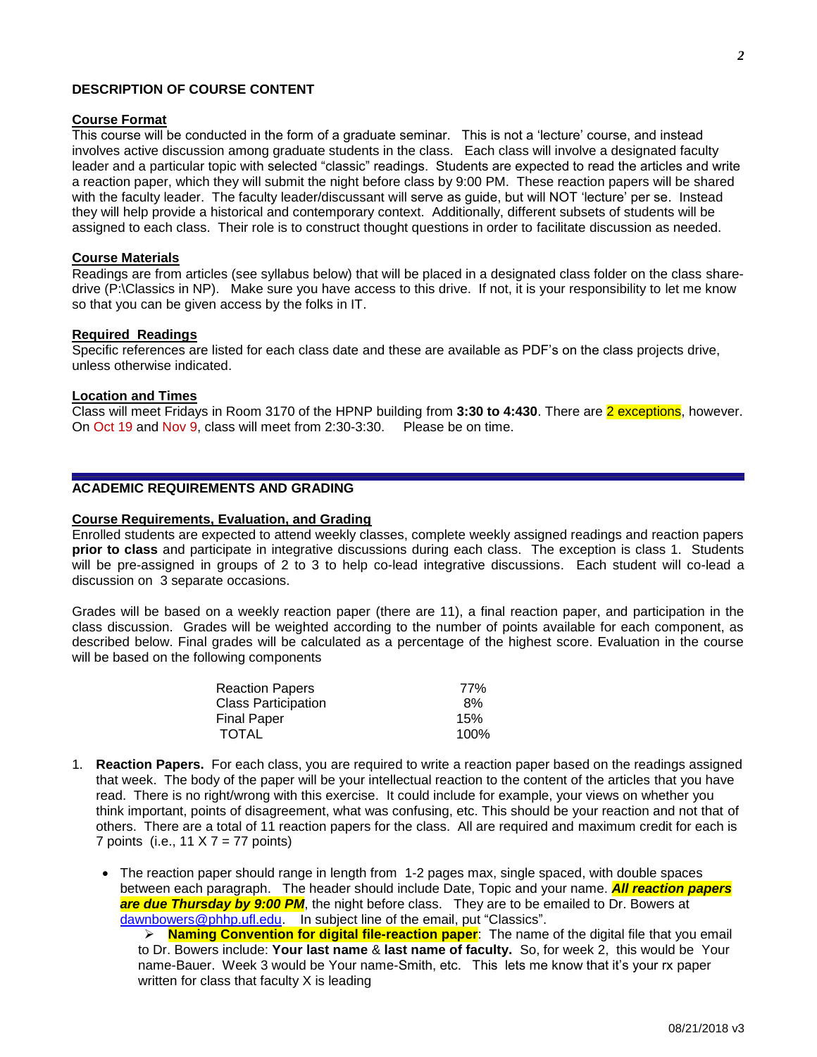## DESCRIPTION OF COURSE CONTENT

### Course Format

This course will be conducted in the form of a graduate seminar. This is not a 'lecture' course, and instead involves active discussion among graduate students in the class. Each class will involve a designated faculty leader and a particular topic with selected "classic" readings. Students are expected to read the articles and write a reaction paper, which they will submit the night before class by 9:00 PM. These reaction papers will be shared with the faculty leader. The faculty leader/discussant will serve as guide, but will NOT 'lecture' per se. Instead they will help provide a historical and contemporary context. Additionally, different subsets of students will be assigned to each class. Their role is to construct thought questions in order to facilitate discussion as needed.

### Course Materials

Readings are from articles (see syllabus below) that will be placed in a designated class folder on the class share-drive (P:\Classics in NP). Make sure you have access to this drive. If not, it is your responsibility to let me know so that you can be given access by the folks in IT.

### Required Readings

Specific references are listed for each class date and these are available as PDF's on the class projects drive, unless otherwise indicated.

### Location and Times

Class will meet Fridays in Room 3170 of the HPNP building from **3:30 to 4:430**. There are 2 exceptions, however. On Oct 19 and Nov 9, class will meet from 2:30-3:30. Please be on time.

## ACADEMIC REQUIREMENTS AND GRADING

### Course Requirements, Evaluation, and Grading

Enrolled students are expected to attend weekly classes, complete weekly assigned readings and reaction papers **prior to class** and participate in integrative discussions during each class. The exception is class 1. Students will be pre-assigned in groups of 2 to 3 to help co-lead integrative discussions. Each student will co-lead a discussion on 3 separate occasions.

Grades will be based on a weekly reaction paper (there are 11), a final reaction paper, and participation in the class discussion. Grades will be weighted according to the number of points available for each component, as described below. Final grades will be calculated as a percentage of the highest score. Evaluation in the course will be based on the following components

| Component | Percentage |
|---|---|
| Reaction Papers | 77% |
| Class Participation | 8% |
| Final Paper | 15% |
| TOTAL | 100% |

1. **Reaction Papers.** For each class, you are required to write a reaction paper based on the readings assigned that week. The body of the paper will be your intellectual reaction to the content of the articles that you have read. There is no right/wrong with this exercise. It could include for example, your views on whether you think important, points of disagreement, what was confusing, etc. This should be your reaction and not that of others. There are a total of 11 reaction papers for the class. All are required and maximum credit for each is 7 points (i.e., 11 X 7 = 77 points)

   - The reaction paper should range in length from 1-2 pages max, single spaced, with double spaces between each paragraph. The header should include Date, Topic and your name. ***All reaction papers are due Thursday by 9:00 PM***, the night before class. They are to be emailed to Dr. Bowers at dawnbowers@phhp.ufl.edu. In subject line of the email, put "Classics".
     - **Naming Convention for digital file-reaction paper**: The name of the digital file that you email to Dr. Bowers include: **Your last name** & **last name of faculty.** So, for week 2, this would be Your name-Bauer. Week 3 would be Your name-Smith, etc. This lets me know that it's your rx paper written for class that faculty X is leading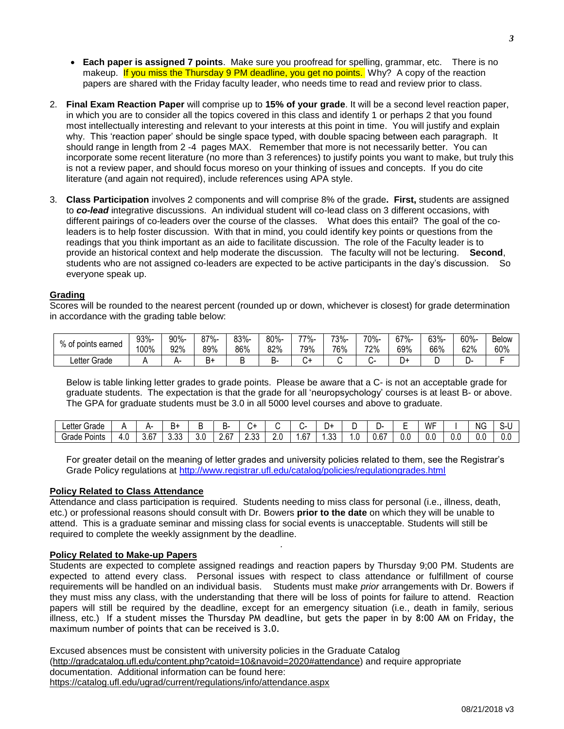- **Each paper is assigned 7 points**. Make sure you proofread for spelling, grammar, etc. There is no makeup. If you miss the Thursday 9 PM deadline, you get no points. Why? A copy of the reaction papers are shared with the Friday faculty leader, who needs time to read and review prior to class.

2. **Final Exam Reaction Paper** will comprise up to **15% of your grade**. It will be a second level reaction paper, in which you are to consider all the topics covered in this class and identify 1 or perhaps 2 that you found most intellectually interesting and relevant to your interests at this point in time. You will justify and explain why. This 'reaction paper' should be single space typed, with double spacing between each paragraph. It should range in length from 2 -4 pages MAX. Remember that more is not necessarily better. You can incorporate some recent literature (no more than 3 references) to justify points you want to make, but truly this is not a review paper, and should focus moreso on your thinking of issues and concepts. If you do cite literature (and again not required), include references using APA style.

3. **Class Participation** involves 2 components and will comprise 8% of the grade**. First,** students are assigned to ***co-lead*** integrative discussions. An individual student will co-lead class on 3 different occasions, with different pairings of co-leaders over the course of the classes. What does this entail? The goal of the co-leaders is to help foster discussion. With that in mind, you could identify key points or questions from the readings that you think important as an aide to facilitate discussion. The role of the Faculty leader is to provide an historical context and help moderate the discussion. The faculty will not be lecturing. **Second**, students who are not assigned co-leaders are expected to be active participants in the day's discussion. So everyone speak up.

## Grading

Scores will be rounded to the nearest percent (rounded up or down, whichever is closest) for grade determination in accordance with the grading table below:

| % of points earned | 93%-100% | 90%-92% | 87%-89% | 83%-86% | 80%-82% | 77%-79% | 73%-76% | 70%-72% | 67%-69% | 63%-66% | 60%-62% | Below 60% |
|---|---|---|---|---|---|---|---|---|---|---|---|---|
| Letter Grade | A | A- | B+ | B | B- | C+ | C | C- | D+ | D | D- | F |

Below is table linking letter grades to grade points. Please be aware that a C- is not an acceptable grade for graduate students. The expectation is that the grade for all 'neuropsychology' courses is at least B- or above. The GPA for graduate students must be 3.0 in all 5000 level courses and above to graduate.

| Letter Grade | A | A- | B+ | B | B- | C+ | C | C- | D+ | D | D- | E | WF | I | NG | S-U |
|---|---|---|---|---|---|---|---|---|---|---|---|---|---|---|---|---|
| Grade Points | 4.0 | 3.67 | 3.33 | 3.0 | 2.67 | 2.33 | 2.0 | 1.67 | 1.33 | 1.0 | 0.67 | 0.0 | 0.0 | 0.0 | 0.0 | 0.0 |

For greater detail on the meaning of letter grades and university policies related to them, see the Registrar's Grade Policy regulations at http://www.registrar.ufl.edu/catalog/policies/regulationgrades.html

## Policy Related to Class Attendance

Attendance and class participation is required. Students needing to miss class for personal (i.e., illness, death, etc.) or professional reasons should consult with Dr. Bowers **prior to the date** on which they will be unable to attend. This is a graduate seminar and missing class for social events is unacceptable. Students will still be required to complete the weekly assignment by the deadline.

## Policy Related to Make-up Papers

Students are expected to complete assigned readings and reaction papers by Thursday 9;00 PM. Students are expected to attend every class. Personal issues with respect to class attendance or fulfillment of course requirements will be handled on an individual basis. Students must make *prior* arrangements with Dr. Bowers if they must miss any class, with the understanding that there will be loss of points for failure to attend. Reaction papers will still be required by the deadline, except for an emergency situation (i.e., death in family, serious illness, etc.) If a student misses the Thursday PM deadline, but gets the paper in by 8:00 AM on Friday, the maximum number of points that can be received is 3.0.

Excused absences must be consistent with university policies in the Graduate Catalog (http://gradcatalog.ufl.edu/content.php?catoid=10&navoid=2020#attendance) and require appropriate documentation. Additional information can be found here: https://catalog.ufl.edu/ugrad/current/regulations/info/attendance.aspx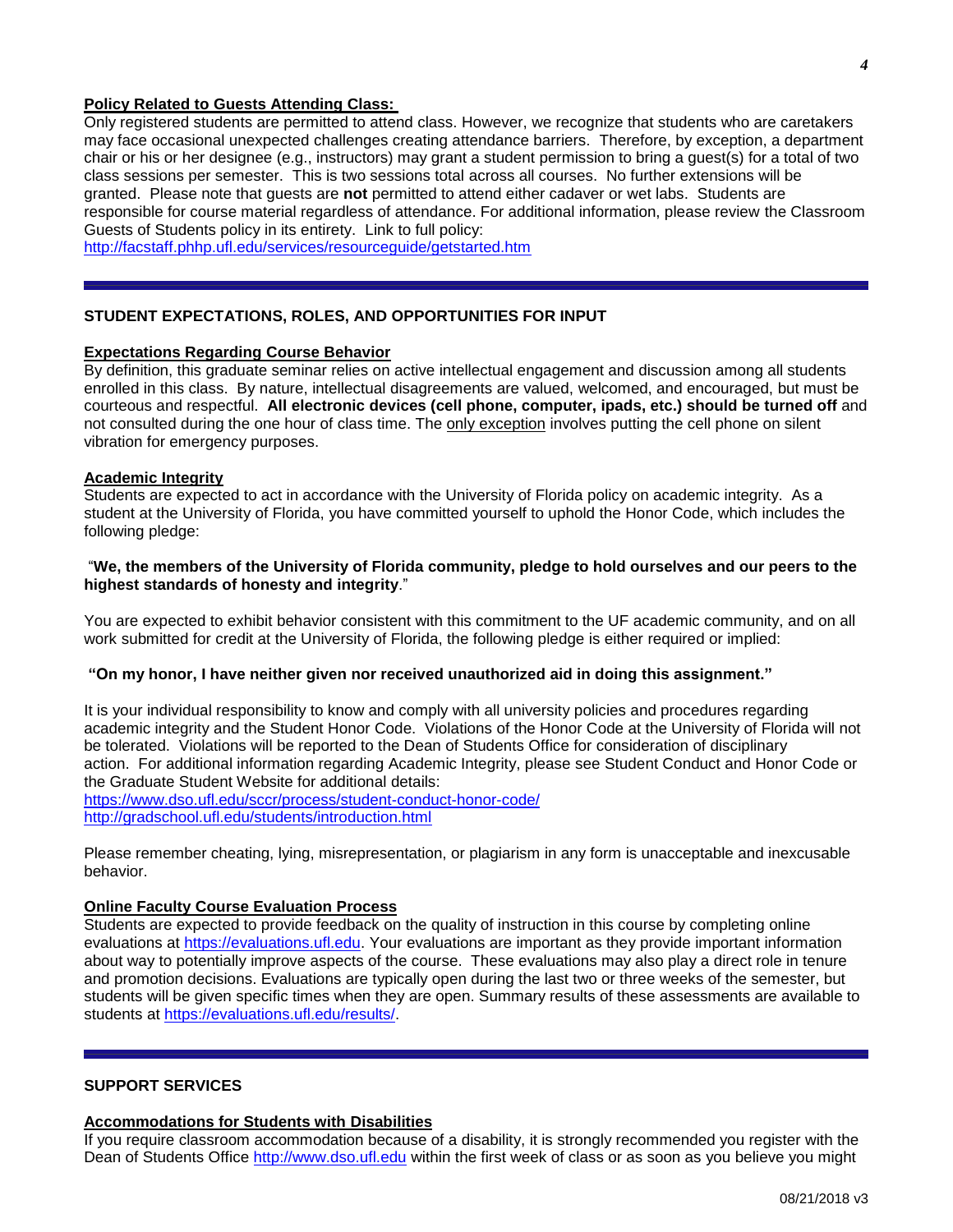**Policy Related to Guests Attending Class:**

Only registered students are permitted to attend class. However, we recognize that students who are caretakers may face occasional unexpected challenges creating attendance barriers. Therefore, by exception, a department chair or his or her designee (e.g., instructors) may grant a student permission to bring a guest(s) for a total of two class sessions per semester. This is two sessions total across all courses. No further extensions will be granted. Please note that guests are **not** permitted to attend either cadaver or wet labs. Students are responsible for course material regardless of attendance. For additional information, please review the Classroom Guests of Students policy in its entirety. Link to full policy:
http://facstaff.phhp.ufl.edu/services/resourceguide/getstarted.htm

## STUDENT EXPECTATIONS, ROLES, AND OPPORTUNITIES FOR INPUT

**Expectations Regarding Course Behavior**

By definition, this graduate seminar relies on active intellectual engagement and discussion among all students enrolled in this class. By nature, intellectual disagreements are valued, welcomed, and encouraged, but must be courteous and respectful. **All electronic devices (cell phone, computer, ipads, etc.) should be turned off** and not consulted during the one hour of class time. The only exception involves putting the cell phone on silent vibration for emergency purposes.

**Academic Integrity**

Students are expected to act in accordance with the University of Florida policy on academic integrity. As a student at the University of Florida, you have committed yourself to uphold the Honor Code, which includes the following pledge:

"**We, the members of the University of Florida community, pledge to hold ourselves and our peers to the highest standards of honesty and integrity**."

You are expected to exhibit behavior consistent with this commitment to the UF academic community, and on all work submitted for credit at the University of Florida, the following pledge is either required or implied:

**"On my honor, I have neither given nor received unauthorized aid in doing this assignment."**

It is your individual responsibility to know and comply with all university policies and procedures regarding academic integrity and the Student Honor Code. Violations of the Honor Code at the University of Florida will not be tolerated. Violations will be reported to the Dean of Students Office for consideration of disciplinary action. For additional information regarding Academic Integrity, please see Student Conduct and Honor Code or the Graduate Student Website for additional details:
https://www.dso.ufl.edu/sccr/process/student-conduct-honor-code/
http://gradschool.ufl.edu/students/introduction.html

Please remember cheating, lying, misrepresentation, or plagiarism in any form is unacceptable and inexcusable behavior.

**Online Faculty Course Evaluation Process**

Students are expected to provide feedback on the quality of instruction in this course by completing online evaluations at https://evaluations.ufl.edu. Your evaluations are important as they provide important information about way to potentially improve aspects of the course. These evaluations may also play a direct role in tenure and promotion decisions. Evaluations are typically open during the last two or three weeks of the semester, but students will be given specific times when they are open. Summary results of these assessments are available to students at https://evaluations.ufl.edu/results/.

## SUPPORT SERVICES

**Accommodations for Students with Disabilities**

If you require classroom accommodation because of a disability, it is strongly recommended you register with the Dean of Students Office http://www.dso.ufl.edu within the first week of class or as soon as you believe you might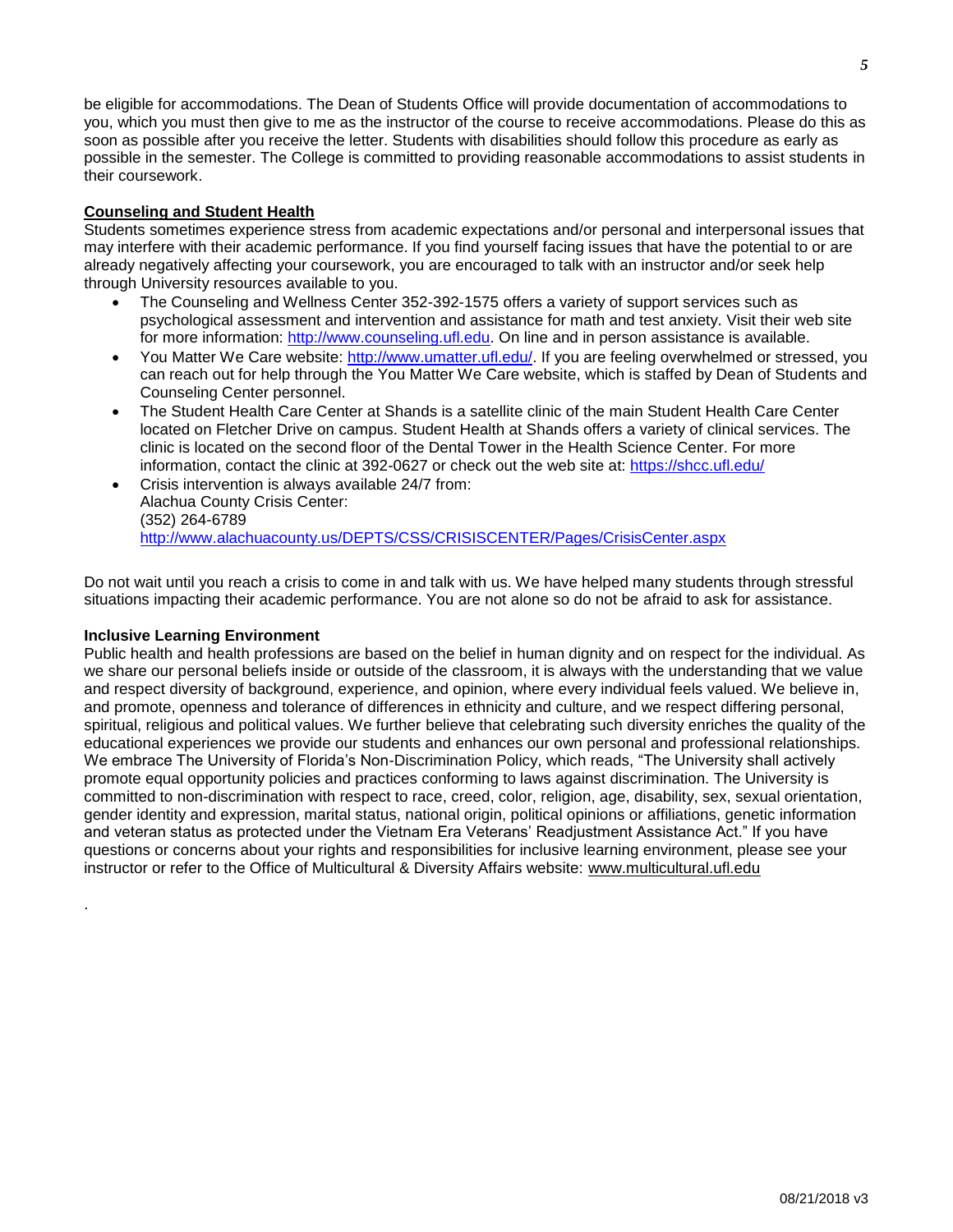be eligible for accommodations. The Dean of Students Office will provide documentation of accommodations to you, which you must then give to me as the instructor of the course to receive accommodations. Please do this as soon as possible after you receive the letter. Students with disabilities should follow this procedure as early as possible in the semester. The College is committed to providing reasonable accommodations to assist students in their coursework.

**Counseling and Student Health**

Students sometimes experience stress from academic expectations and/or personal and interpersonal issues that may interfere with their academic performance. If you find yourself facing issues that have the potential to or are already negatively affecting your coursework, you are encouraged to talk with an instructor and/or seek help through University resources available to you.

- The Counseling and Wellness Center 352-392-1575 offers a variety of support services such as psychological assessment and intervention and assistance for math and test anxiety. Visit their web site for more information: http://www.counseling.ufl.edu. On line and in person assistance is available.
- You Matter We Care website: http://www.umatter.ufl.edu/. If you are feeling overwhelmed or stressed, you can reach out for help through the You Matter We Care website, which is staffed by Dean of Students and Counseling Center personnel.
- The Student Health Care Center at Shands is a satellite clinic of the main Student Health Care Center located on Fletcher Drive on campus. Student Health at Shands offers a variety of clinical services. The clinic is located on the second floor of the Dental Tower in the Health Science Center. For more information, contact the clinic at 392-0627 or check out the web site at: https://shcc.ufl.edu/
- Crisis intervention is always available 24/7 from:
  Alachua County Crisis Center:
  (352) 264-6789
  http://www.alachuacounty.us/DEPTS/CSS/CRISISCENTER/Pages/CrisisCenter.aspx

Do not wait until you reach a crisis to come in and talk with us. We have helped many students through stressful situations impacting their academic performance. You are not alone so do not be afraid to ask for assistance.

**Inclusive Learning Environment**

Public health and health professions are based on the belief in human dignity and on respect for the individual. As we share our personal beliefs inside or outside of the classroom, it is always with the understanding that we value and respect diversity of background, experience, and opinion, where every individual feels valued. We believe in, and promote, openness and tolerance of differences in ethnicity and culture, and we respect differing personal, spiritual, religious and political values. We further believe that celebrating such diversity enriches the quality of the educational experiences we provide our students and enhances our own personal and professional relationships. We embrace The University of Florida's Non-Discrimination Policy, which reads, "The University shall actively promote equal opportunity policies and practices conforming to laws against discrimination. The University is committed to non-discrimination with respect to race, creed, color, religion, age, disability, sex, sexual orientation, gender identity and expression, marital status, national origin, political opinions or affiliations, genetic information and veteran status as protected under the Vietnam Era Veterans' Readjustment Assistance Act." If you have questions or concerns about your rights and responsibilities for inclusive learning environment, please see your instructor or refer to the Office of Multicultural & Diversity Affairs website: www.multicultural.ufl.edu

.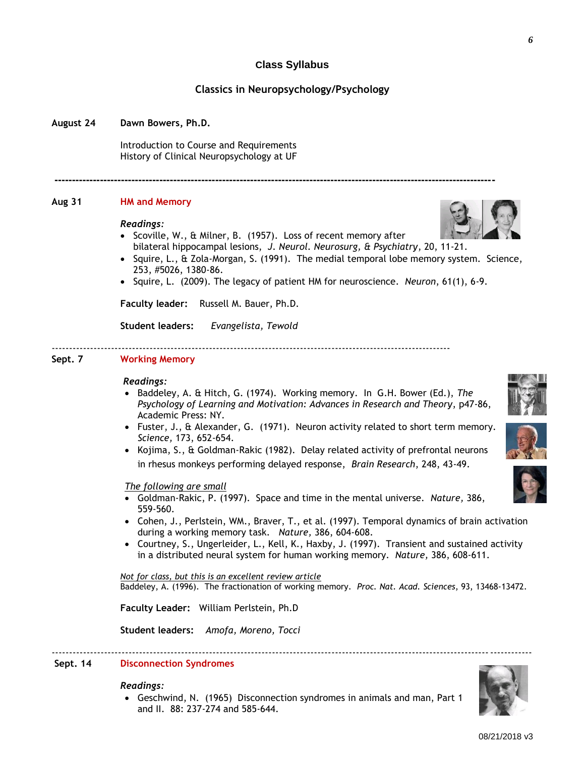## Class Syllabus

## Classics in Neuropsychology/Psychology

**August 24** **Dawn Bowers, Ph.D.**

Introduction to Course and Requirements
History of Clinical Neuropsychology at UF

---

**Aug 31** **HM and Memory**

*Readings:*

- Scoville, W., & Milner, B. (1957). Loss of recent memory after bilateral hippocampal lesions, *J. Neurol. Neurosurg, & Psychiatry*, 20, 11-21.
- Squire, L., & Zola-Morgan, S. (1991). The medial temporal lobe memory system. Science, 253, #5026, 1380-86.
- Squire, L. (2009). The legacy of patient HM for neuroscience. *Neuron*, 61(1), 6-9.

**Faculty leader:** Russell M. Bauer, Ph.D.

**Student leaders:** *Evangelista, Tewold*

---

**Sept. 7** **Working Memory**

*Readings:*

- Baddeley, A. & Hitch, G. (1974). Working memory. In G.H. Bower (Ed.), *The Psychology of Learning and Motivation: Advances in Research and Theory*, p47-86, Academic Press: NY.
- Fuster, J., & Alexander, G. (1971). Neuron activity related to short term memory. *Science,* 173, 652-654.
- Kojima, S., & Goldman-Rakic (1982). Delay related activity of prefrontal neurons in rhesus monkeys performing delayed response, *Brain Research*, 248, 43-49.

*The following are small*

- Goldman-Rakic, P. (1997). Space and time in the mental universe. *Nature,* 386, 559-560.
- Cohen, J., Perlstein, WM., Braver, T., et al. (1997). Temporal dynamics of brain activation during a working memory task. *Nature*, 386, 604-608.
- Courtney, S., Ungerleider, L., Kell, K., Haxby, J. (1997). Transient and sustained activity in a distributed neural system for human working memory. *Nature,* 386, 608-611.

*Not for class, but this is an excellent review article*
Baddeley, A. (1996). The fractionation of working memory. *Proc. Nat. Acad. Sciences*, 93, 13468-13472.

**Faculty Leader:** William Perlstein, Ph.D

**Student leaders:** *Amofa, Moreno, Tocci*

---

**Sept. 14** **Disconnection Syndromes**

*Readings:*

- Geschwind, N. (1965) Disconnection syndromes in animals and man, Part 1 and II. 88: 237-274 and 585-644.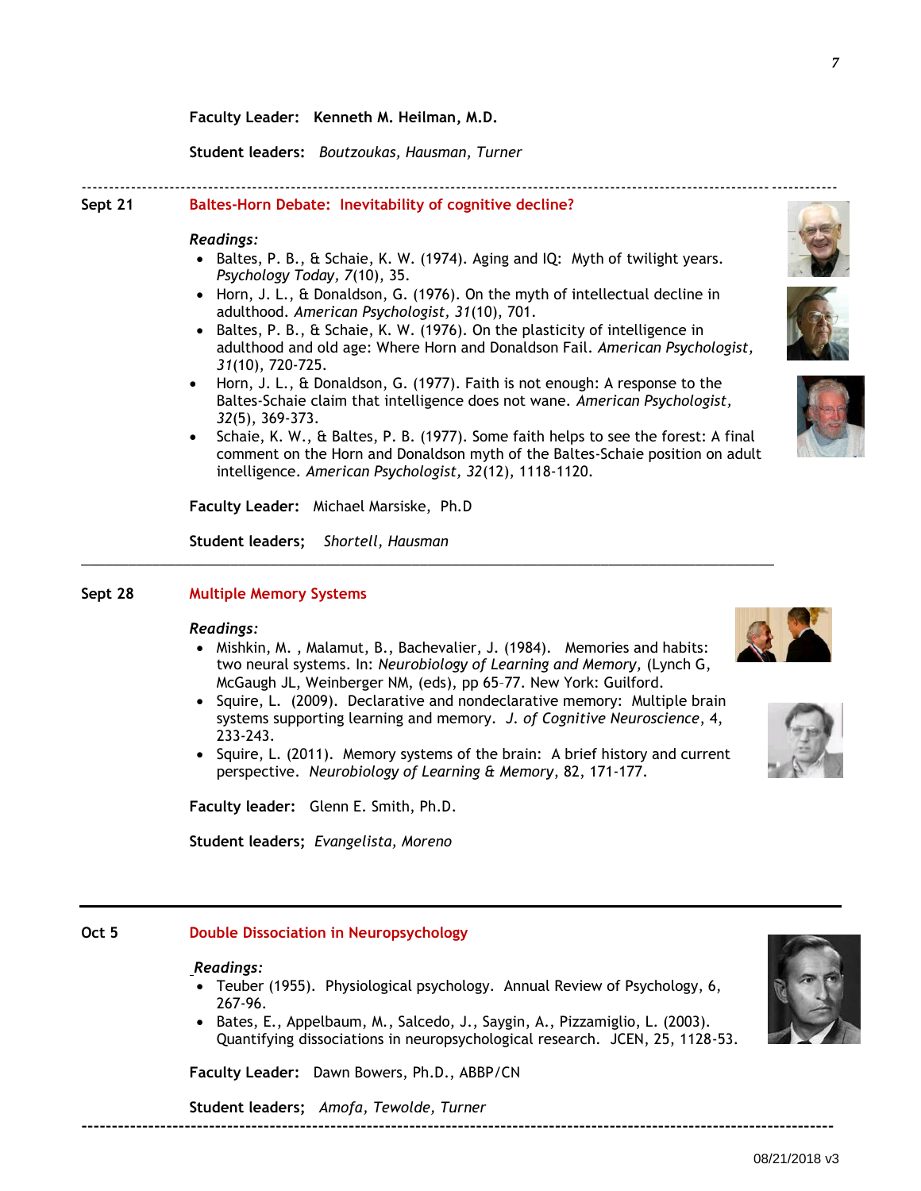**Faculty Leader:** **Kenneth M. Heilman, M.D.**

**Student leaders:** *Boutzoukas, Hausman, Turner*

---

**Sept 21** **Baltes-Horn Debate: Inevitability of cognitive decline?**

*Readings:*

- Baltes, P. B., & Schaie, K. W. (1974). Aging and IQ: Myth of twilight years. *Psychology Today, 7*(10), 35.
- Horn, J. L., & Donaldson, G. (1976). On the myth of intellectual decline in adulthood. *American Psychologist, 31*(10), 701.
- Baltes, P. B., & Schaie, K. W. (1976). On the plasticity of intelligence in adulthood and old age: Where Horn and Donaldson Fail. *American Psychologist, 31*(10), 720-725.
- Horn, J. L., & Donaldson, G. (1977). Faith is not enough: A response to the Baltes-Schaie claim that intelligence does not wane. *American Psychologist, 32*(5), 369-373.
- Schaie, K. W., & Baltes, P. B. (1977). Some faith helps to see the forest: A final comment on the Horn and Donaldson myth of the Baltes-Schaie position on adult intelligence. *American Psychologist, 32*(12), 1118-1120.

**Faculty Leader:** Michael Marsiske, Ph.D

**Student leaders;** *Shortell, Hausman*

---

**Sept 28** **Multiple Memory Systems**

*Readings:*

- Mishkin, M. , Malamut, B., Bachevalier, J. (1984). Memories and habits: two neural systems. In: *Neurobiology of Learning and Memory,* (Lynch G, McGaugh JL, Weinberger NM, (eds), pp 65-77. New York: Guilford.
- Squire, L. (2009). Declarative and nondeclarative memory: Multiple brain systems supporting learning and memory. *J. of Cognitive Neuroscience*, 4, 233-243.
- Squire, L. (2011). Memory systems of the brain: A brief history and current perspective. *Neurobiology of Learning & Memory*, 82, 171-177.

**Faculty leader:** Glenn E. Smith, Ph.D.

**Student leaders;** *Evangelista, Moreno*

---

**Oct 5** **Double Dissociation in Neuropsychology**

*Readings:*

- Teuber (1955). Physiological psychology. Annual Review of Psychology, 6, 267-96.
- Bates, E., Appelbaum, M., Salcedo, J., Saygin, A., Pizzamiglio, L. (2003). Quantifying dissociations in neuropsychological research. JCEN, 25, 1128-53.

**Faculty Leader:** Dawn Bowers, Ph.D., ABBP/CN

**Student leaders;** *Amofa, Tewolde, Turner*

---

08/21/2018 v3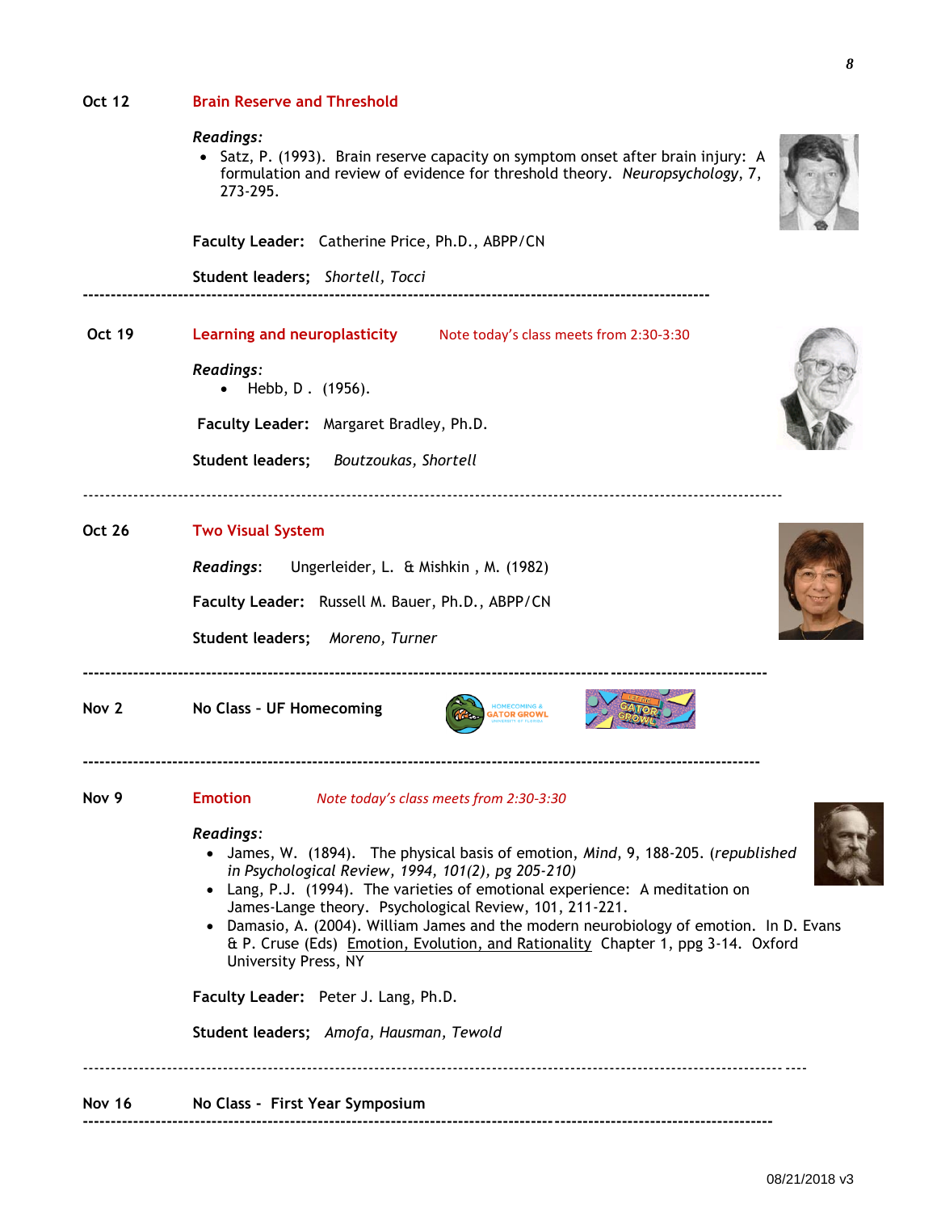**Oct 12** **Brain Reserve and Threshold**

*Readings:*

- Satz, P. (1993). Brain reserve capacity on symptom onset after brain injury: A formulation and review of evidence for threshold theory. *Neuropsychology*, 7, 273-295.

**Faculty Leader:** Catherine Price, Ph.D., ABPP/CN

**Student leaders;** *Shortell, Tocci*

---

**Oct 19** **Learning and neuroplasticity** Note today's class meets from 2:30-3:30

*Readings:*

- Hebb, D . (1956).

**Faculty Leader:** Margaret Bradley, Ph.D.

**Student leaders;** *Boutzoukas, Shortell*

---

**Oct 26** **Two Visual System**

***Readings***: Ungerleider, L. & Mishkin , M. (1982)

**Faculty Leader:** Russell M. Bauer, Ph.D., ABPP/CN

**Student leaders;** *Moreno, Turner*

---

**Nov 2** **No Class - UF Homecoming**

---

**Nov 9** **Emotion** *Note today's class meets from 2:30-3:30*

*Readings:*

- James, W. (1894). The physical basis of emotion, *Mind*, 9, 188-205. (*republished in Psychological Review, 1994, 101(2), pg 205-210)*
- Lang, P.J. (1994). The varieties of emotional experience: A meditation on James-Lange theory. Psychological Review, 101, 211-221.
- Damasio, A. (2004). William James and the modern neurobiology of emotion. In D. Evans & P. Cruse (Eds) Emotion, Evolution, and Rationality Chapter 1, ppg 3-14. Oxford University Press, NY

**Faculty Leader:** Peter J. Lang, Ph.D.

**Student leaders;** *Amofa, Hausman, Tewold*

---

**Nov 16** **No Class - First Year Symposium**

---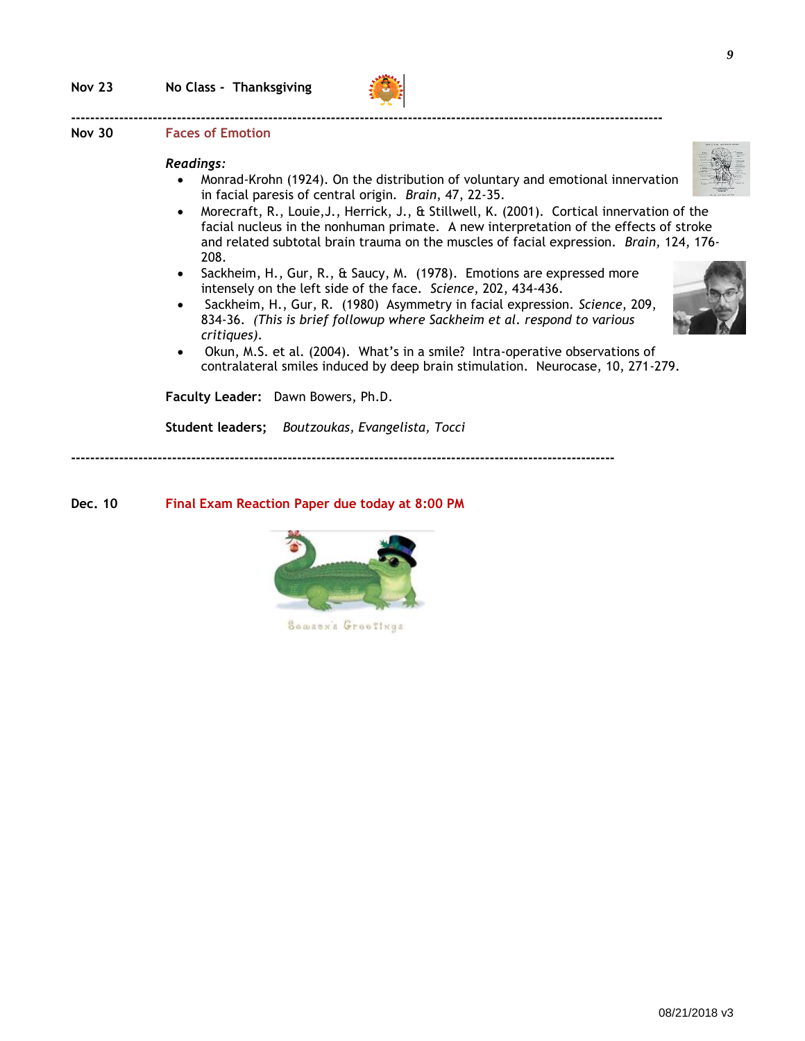**Nov 23** **No Class - Thanksgiving**

---

**Nov 30** **Faces of Emotion**

*Readings:*

- Monrad-Krohn (1924). On the distribution of voluntary and emotional innervation in facial paresis of central origin. *Brain*, 47, 22-35.
- Morecraft, R., Louie,J., Herrick, J., & Stillwell, K. (2001). Cortical innervation of the facial nucleus in the nonhuman primate. A new interpretation of the effects of stroke and related subtotal brain trauma on the muscles of facial expression. *Brain,* 124, 176-208.
- Sackheim, H., Gur, R., & Saucy, M. (1978). Emotions are expressed more intensely on the left side of the face. *Science*, 202, 434-436.
- Sackheim, H., Gur, R. (1980) Asymmetry in facial expression. *Science*, 209, 834-36. *(This is brief followup where Sackheim et al. respond to various critiques).*
- Okun, M.S. et al. (2004). What's in a smile? Intra-operative observations of contralateral smiles induced by deep brain stimulation. Neurocase, 10, 271-279.

**Faculty Leader:** Dawn Bowers, Ph.D.

**Student leaders;** *Boutzoukas, Evangelista, Tocci*

---

**Dec. 10** **Final Exam Reaction Paper due today at 8:00 PM**

Season's Greetings